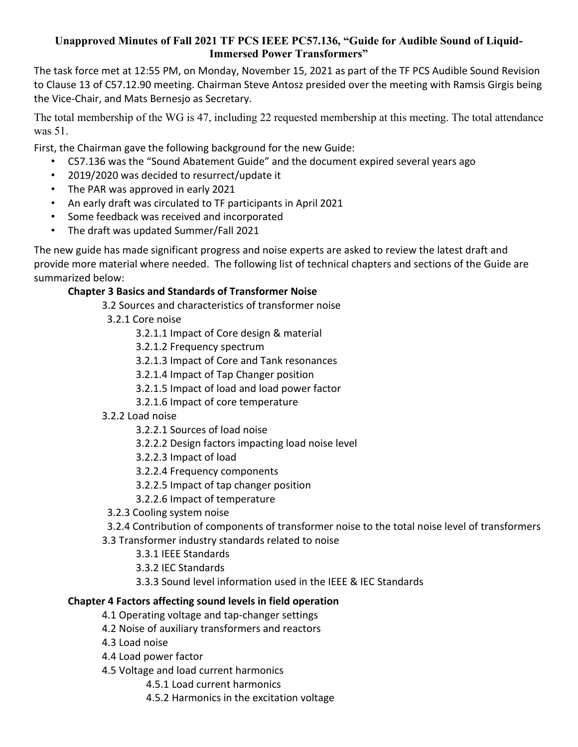**Unapproved Minutes of Fall 2021 TF PCS IEEE PC57.136, "Guide for Audible Sound of Liquid-Immersed Power Transformers"**

The task force met at 12:55 PM, on Monday, November 15, 2021 as part of the TF PCS Audible Sound Revision to Clause 13 of C57.12.90 meeting. Chairman Steve Antosz presided over the meeting with Ramsis Girgis being the Vice-Chair, and Mats Bernesjo as Secretary.

The total membership of the WG is 47, including 22 requested membership at this meeting. The total attendance was 51.

First, the Chairman gave the following background for the new Guide:

- C57.136 was the "Sound Abatement Guide" and the document expired several years ago
- 2019/2020 was decided to resurrect/update it
- The PAR was approved in early 2021
- An early draft was circulated to TF participants in April 2021
- Some feedback was received and incorporated
- The draft was updated Summer/Fall 2021

The new guide has made significant progress and noise experts are asked to review the latest draft and provide more material where needed. The following list of technical chapters and sections of the Guide are summarized below:

**Chapter 3 Basics and Standards of Transformer Noise**

- 3.2 Sources and characteristics of transformer noise
  - 3.2.1 Core noise
    - 3.2.1.1 Impact of Core design & material
    - 3.2.1.2 Frequency spectrum
    - 3.2.1.3 Impact of Core and Tank resonances
    - 3.2.1.4 Impact of Tap Changer position
    - 3.2.1.5 Impact of load and load power factor
    - 3.2.1.6 Impact of core temperature
  - 3.2.2 Load noise
    - 3.2.2.1 Sources of load noise
    - 3.2.2.2 Design factors impacting load noise level
    - 3.2.2.3 Impact of load
    - 3.2.2.4 Frequency components
    - 3.2.2.5 Impact of tap changer position
    - 3.2.2.6 Impact of temperature
  - 3.2.3 Cooling system noise
  - 3.2.4 Contribution of components of transformer noise to the total noise level of transformers
- 3.3 Transformer industry standards related to noise
  - 3.3.1 IEEE Standards
  - 3.3.2 IEC Standards
  - 3.3.3 Sound level information used in the IEEE & IEC Standards

**Chapter 4 Factors affecting sound levels in field operation**

- 4.1 Operating voltage and tap-changer settings
- 4.2 Noise of auxiliary transformers and reactors
- 4.3 Load noise
- 4.4 Load power factor
- 4.5 Voltage and load current harmonics
  - 4.5.1 Load current harmonics
  - 4.5.2 Harmonics in the excitation voltage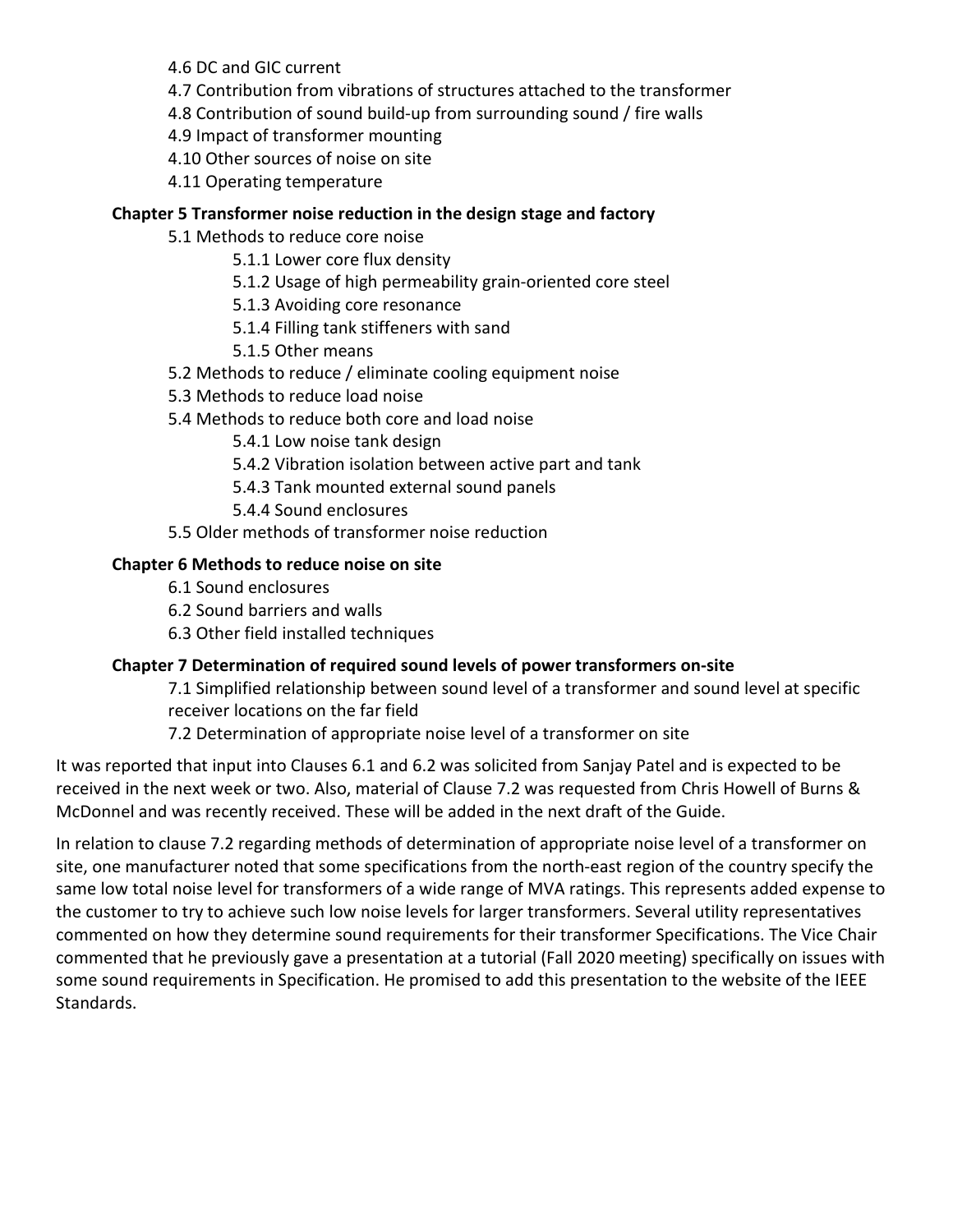- 4.6 DC and GIC current
- 4.7 Contribution from vibrations of structures attached to the transformer
- 4.8 Contribution of sound build-up from surrounding sound / fire walls
- 4.9 Impact of transformer mounting
- 4.10 Other sources of noise on site
- 4.11 Operating temperature

**Chapter 5 Transformer noise reduction in the design stage and factory**

- 5.1 Methods to reduce core noise
  - 5.1.1 Lower core flux density
  - 5.1.2 Usage of high permeability grain-oriented core steel
  - 5.1.3 Avoiding core resonance
  - 5.1.4 Filling tank stiffeners with sand
  - 5.1.5 Other means
- 5.2 Methods to reduce / eliminate cooling equipment noise
- 5.3 Methods to reduce load noise
- 5.4 Methods to reduce both core and load noise
  - 5.4.1 Low noise tank design
  - 5.4.2 Vibration isolation between active part and tank
  - 5.4.3 Tank mounted external sound panels
  - 5.4.4 Sound enclosures
- 5.5 Older methods of transformer noise reduction

**Chapter 6 Methods to reduce noise on site**

- 6.1 Sound enclosures
- 6.2 Sound barriers and walls
- 6.3 Other field installed techniques

**Chapter 7 Determination of required sound levels of power transformers on-site**

- 7.1 Simplified relationship between sound level of a transformer and sound level at specific receiver locations on the far field
- 7.2 Determination of appropriate noise level of a transformer on site

It was reported that input into Clauses 6.1 and 6.2 was solicited from Sanjay Patel and is expected to be received in the next week or two. Also, material of Clause 7.2 was requested from Chris Howell of Burns & McDonnel and was recently received. These will be added in the next draft of the Guide.

In relation to clause 7.2 regarding methods of determination of appropriate noise level of a transformer on site, one manufacturer noted that some specifications from the north-east region of the country specify the same low total noise level for transformers of a wide range of MVA ratings. This represents added expense to the customer to try to achieve such low noise levels for larger transformers. Several utility representatives commented on how they determine sound requirements for their transformer Specifications. The Vice Chair commented that he previously gave a presentation at a tutorial (Fall 2020 meeting) specifically on issues with some sound requirements in Specification. He promised to add this presentation to the website of the IEEE Standards.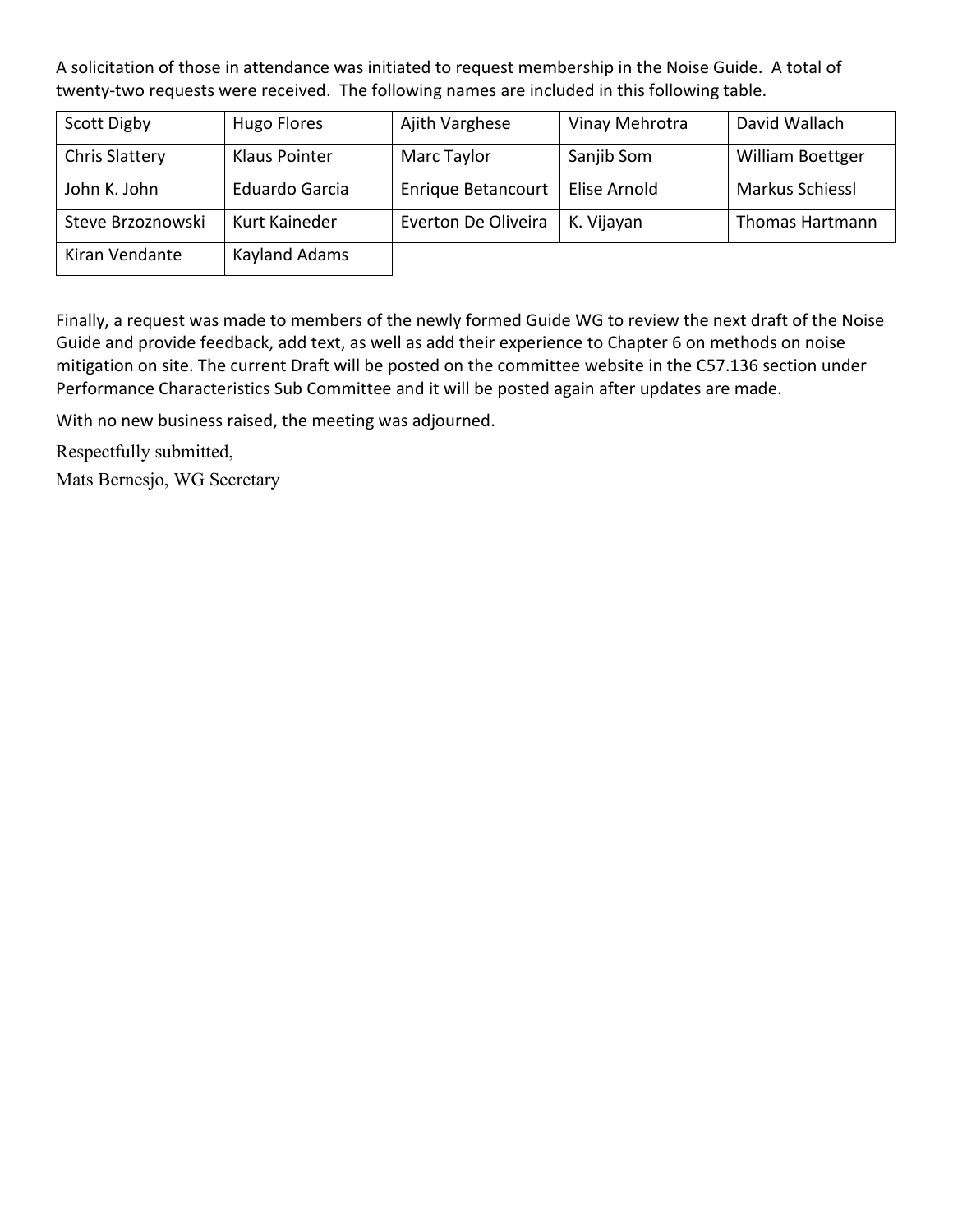A solicitation of those in attendance was initiated to request membership in the Noise Guide. A total of twenty-two requests were received. The following names are included in this following table.

| Scott Digby | Hugo Flores | Ajith Varghese | Vinay Mehrotra | David Wallach |
|---|---|---|---|---|
| Chris Slattery | Klaus Pointer | Marc Taylor | Sanjib Som | William Boettger |
| John K. John | Eduardo Garcia | Enrique Betancourt | Elise Arnold | Markus Schiessl |
| Steve Brzoznowski | Kurt Kaineder | Everton De Oliveira | K. Vijayan | Thomas Hartmann |
| Kiran Vendante | Kayland Adams | | | |

Finally, a request was made to members of the newly formed Guide WG to review the next draft of the Noise Guide and provide feedback, add text, as well as add their experience to Chapter 6 on methods on noise mitigation on site. The current Draft will be posted on the committee website in the C57.136 section under Performance Characteristics Sub Committee and it will be posted again after updates are made.

With no new business raised, the meeting was adjourned.

Respectfully submitted,

Mats Bernesjo, WG Secretary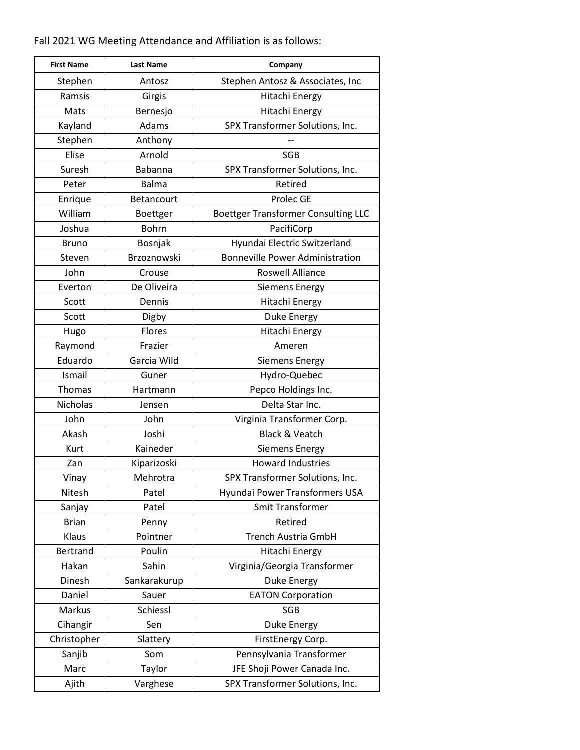Fall 2021 WG Meeting Attendance and Affiliation is as follows:

| First Name | Last Name | Company |
|---|---|---|
| Stephen | Antosz | Stephen Antosz & Associates, Inc |
| Ramsis | Girgis | Hitachi Energy |
| Mats | Bernesjo | Hitachi Energy |
| Kayland | Adams | SPX Transformer Solutions, Inc. |
| Stephen | Anthony | -- |
| Elise | Arnold | SGB |
| Suresh | Babanna | SPX Transformer Solutions, Inc. |
| Peter | Balma | Retired |
| Enrique | Betancourt | Prolec GE |
| William | Boettger | Boettger Transformer Consulting LLC |
| Joshua | Bohrn | PacifiCorp |
| Bruno | Bosnjak | Hyundai Electric Switzerland |
| Steven | Brzoznowski | Bonneville Power Administration |
| John | Crouse | Roswell Alliance |
| Everton | De Oliveira | Siemens Energy |
| Scott | Dennis | Hitachi Energy |
| Scott | Digby | Duke Energy |
| Hugo | Flores | Hitachi Energy |
| Raymond | Frazier | Ameren |
| Eduardo | Garcia Wild | Siemens Energy |
| Ismail | Guner | Hydro-Quebec |
| Thomas | Hartmann | Pepco Holdings Inc. |
| Nicholas | Jensen | Delta Star Inc. |
| John | John | Virginia Transformer Corp. |
| Akash | Joshi | Black & Veatch |
| Kurt | Kaineder | Siemens Energy |
| Zan | Kiparizoski | Howard Industries |
| Vinay | Mehrotra | SPX Transformer Solutions, Inc. |
| Nitesh | Patel | Hyundai Power Transformers USA |
| Sanjay | Patel | Smit Transformer |
| Brian | Penny | Retired |
| Klaus | Pointner | Trench Austria GmbH |
| Bertrand | Poulin | Hitachi Energy |
| Hakan | Sahin | Virginia/Georgia Transformer |
| Dinesh | Sankarakurup | Duke Energy |
| Daniel | Sauer | EATON Corporation |
| Markus | Schiessl | SGB |
| Cihangir | Sen | Duke Energy |
| Christopher | Slattery | FirstEnergy Corp. |
| Sanjib | Som | Pennsylvania Transformer |
| Marc | Taylor | JFE Shoji Power Canada Inc. |
| Ajith | Varghese | SPX Transformer Solutions, Inc. |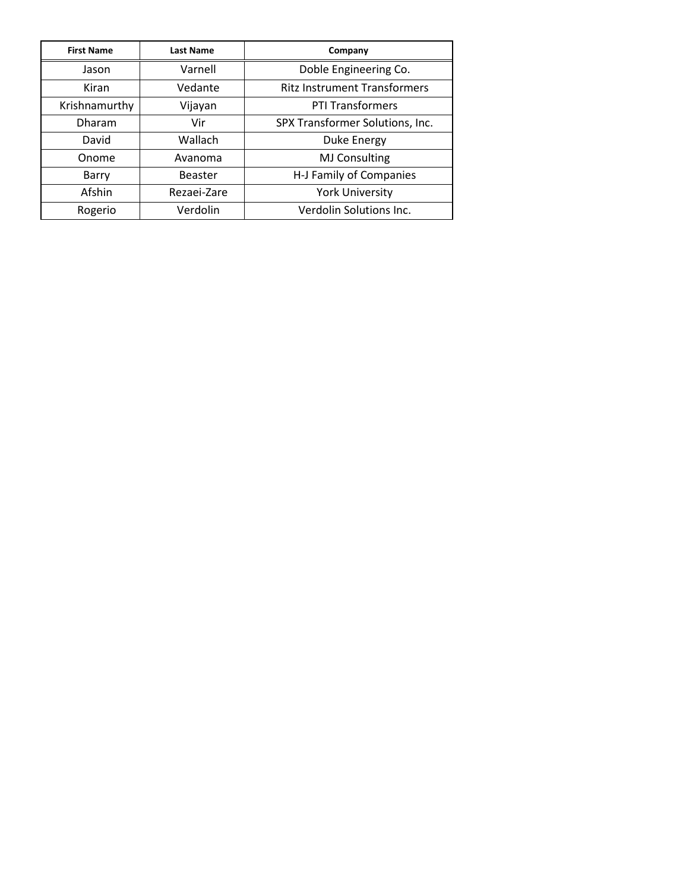| First Name | Last Name | Company |
|---|---|---|
| Jason | Varnell | Doble Engineering Co. |
| Kiran | Vedante | Ritz Instrument Transformers |
| Krishnamurthy | Vijayan | PTI Transformers |
| Dharam | Vir | SPX Transformer Solutions, Inc. |
| David | Wallach | Duke Energy |
| Onome | Avanoma | MJ Consulting |
| Barry | Beaster | H-J Family of Companies |
| Afshin | Rezaei-Zare | York University |
| Rogerio | Verdolin | Verdolin Solutions Inc. |